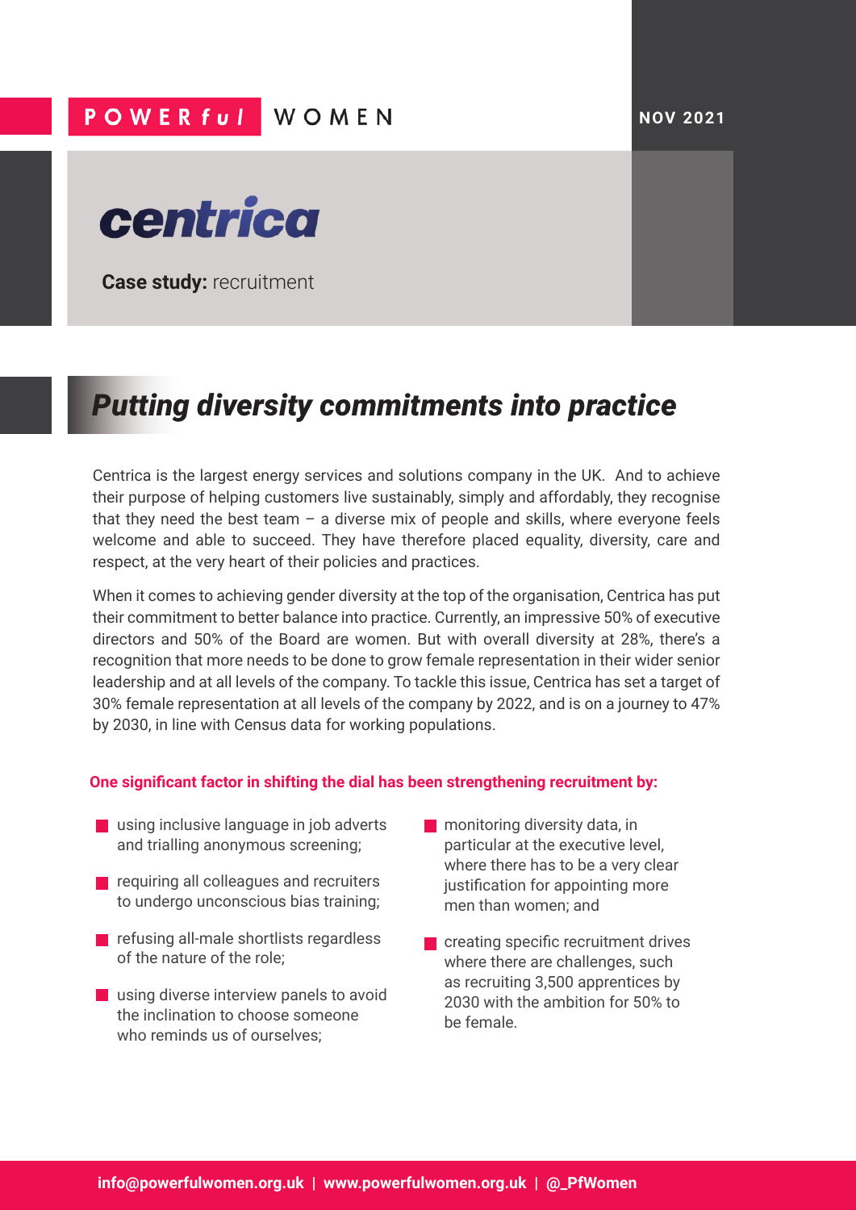POWERful WOMEN

NOV 2021

centrica

**Case study:** recruitment

# *Putting diversity commitments into practice*

Centrica is the largest energy services and solutions company in the UK. And to achieve their purpose of helping customers live sustainably, simply and affordably, they recognise that they need the best team – a diverse mix of people and skills, where everyone feels welcome and able to succeed. They have therefore placed equality, diversity, care and respect, at the very heart of their policies and practices.

When it comes to achieving gender diversity at the top of the organisation, Centrica has put their commitment to better balance into practice. Currently, an impressive 50% of executive directors and 50% of the Board are women. But with overall diversity at 28%, there's a recognition that more needs to be done to grow female representation in their wider senior leadership and at all levels of the company. To tackle this issue, Centrica has set a target of 30% female representation at all levels of the company by 2022, and is on a journey to 47% by 2030, in line with Census data for working populations.

**One significant factor in shifting the dial has been strengthening recruitment by:**

- using inclusive language in job adverts and trialling anonymous screening;
- requiring all colleagues and recruiters to undergo unconscious bias training;
- refusing all-male shortlists regardless of the nature of the role;
- using diverse interview panels to avoid the inclination to choose someone who reminds us of ourselves;
- monitoring diversity data, in particular at the executive level, where there has to be a very clear justification for appointing more men than women; and
- creating specific recruitment drives where there are challenges, such as recruiting 3,500 apprentices by 2030 with the ambition for 50% to be female.

info@powerfulwomen.org.uk | www.powerfulwomen.org.uk | @_PfWomen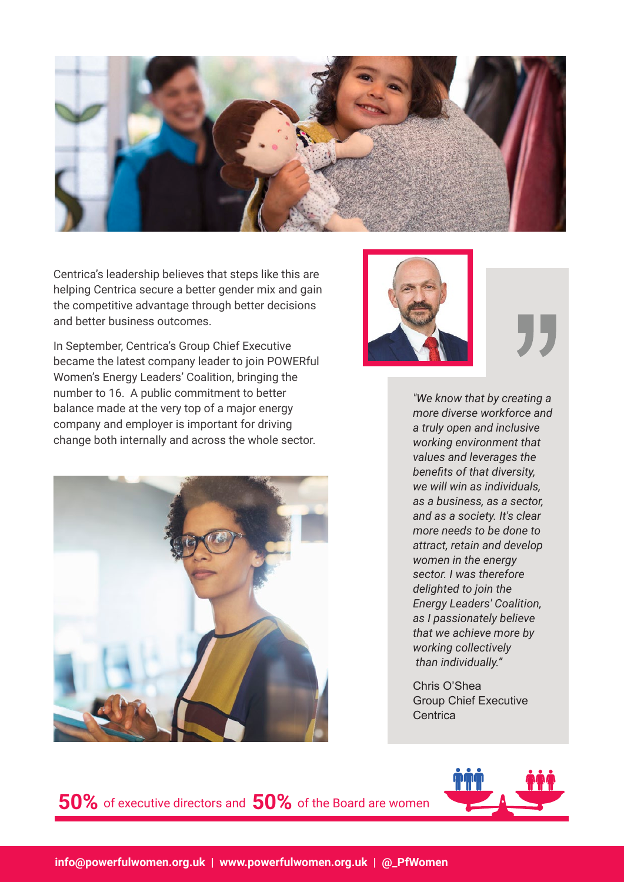Centrica's leadership believes that steps like this are helping Centrica secure a better gender mix and gain the competitive advantage through better decisions and better business outcomes.

In September, Centrica's Group Chief Executive became the latest company leader to join POWERful Women's Energy Leaders' Coalition, bringing the number to 16.  A public commitment to better balance made at the very top of a major energy company and employer is important for driving change both internally and across the whole sector.

*"We know that by creating a more diverse workforce and a truly open and inclusive working environment that values and leverages the benefits of that diversity, we will win as individuals, as a business, as a sector, and as a society. It's clear more needs to be done to attract, retain and develop women in the energy sector. I was therefore delighted to join the Energy Leaders' Coalition, as I passionately believe that we achieve more by working collectively than individually."*

Chris O'Shea
Group Chief Executive
Centrica

**50%** of executive directors and **50%** of the Board are women

**info@powerfulwomen.org.uk | www.powerfulwomen.org.uk | @_PfWomen**